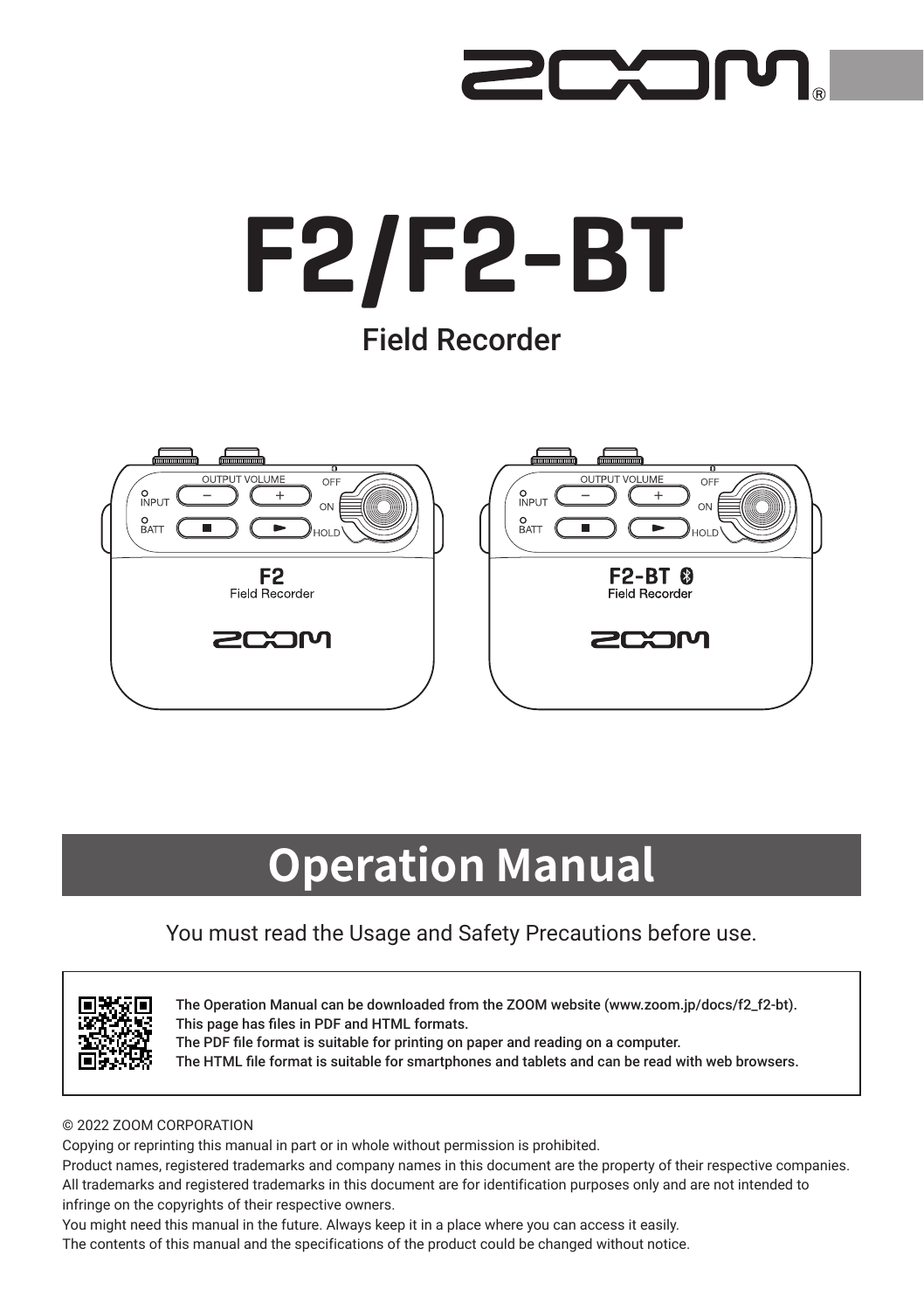# F2/F2-BT

## Field Recorder

# Operation Manual

You must read the Usage and Safety Precautions before use.

**The Operation Manual can be downloaded from the ZOOM website (www.zoom.jp/docs/f2_f2-bt).**
**This page has files in PDF and HTML formats.**
**The PDF file format is suitable for printing on paper and reading on a computer.**
**The HTML file format is suitable for smartphones and tablets and can be read with web browsers.**

© 2022 ZOOM CORPORATION

Copying or reprinting this manual in part or in whole without permission is prohibited.

Product names, registered trademarks and company names in this document are the property of their respective companies. All trademarks and registered trademarks in this document are for identification purposes only and are not intended to infringe on the copyrights of their respective owners.

You might need this manual in the future. Always keep it in a place where you can access it easily.

The contents of this manual and the specifications of the product could be changed without notice.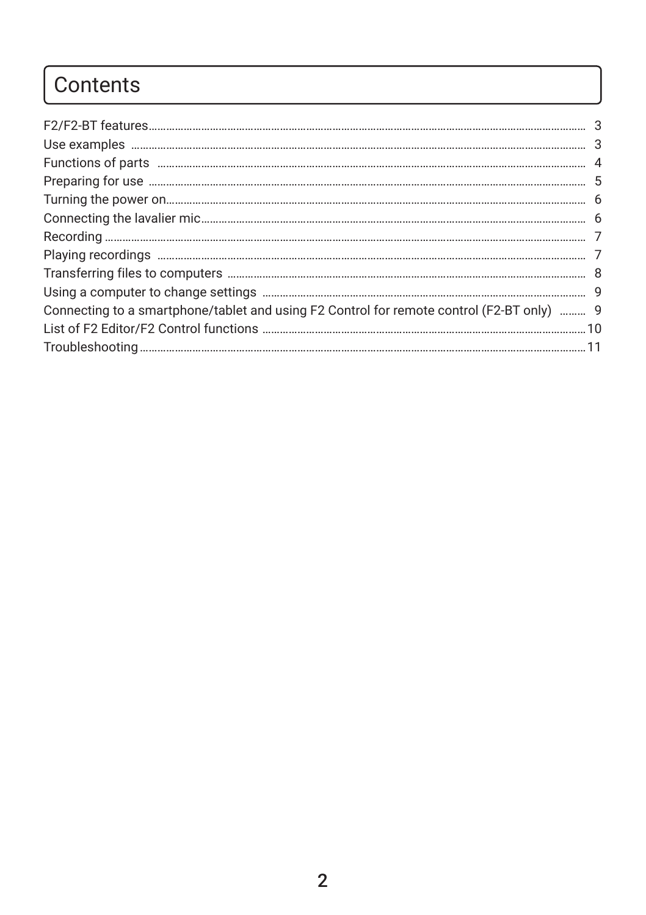# Contents

F2/F2-BT features ........ 3
Use examples ........ 3
Functions of parts ........ 4
Preparing for use ........ 5
Turning the power on ........ 6
Connecting the lavalier mic ........ 6
Recording ........ 7
Playing recordings ........ 7
Transferring files to computers ........ 8
Using a computer to change settings ........ 9
Connecting to a smartphone/tablet and using F2 Control for remote control (F2-BT only) ........ 9
List of F2 Editor/F2 Control functions ........ 10
Troubleshooting ........ 11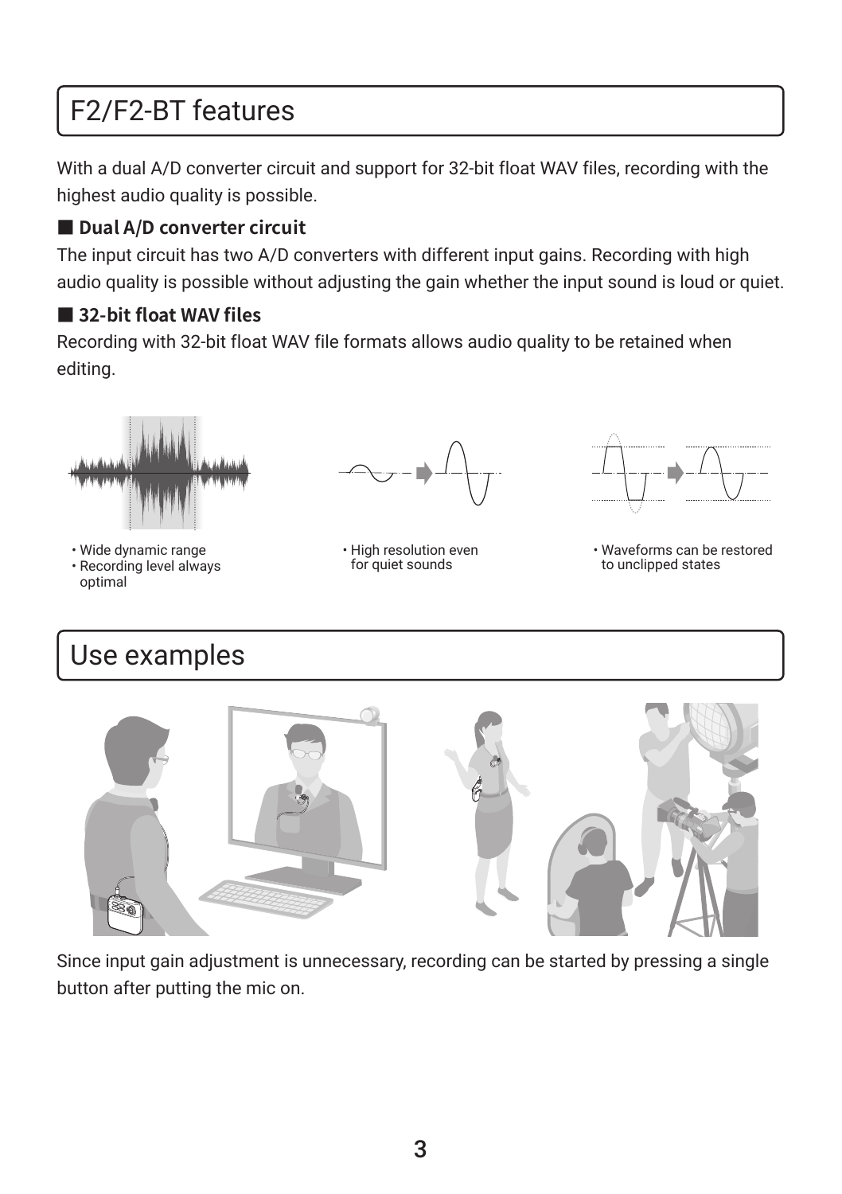# F2/F2-BT features

With a dual A/D converter circuit and support for 32-bit float WAV files, recording with the highest audio quality is possible.

### ■ Dual A/D converter circuit

The input circuit has two A/D converters with different input gains. Recording with high audio quality is possible without adjusting the gain whether the input sound is loud or quiet.

### ■ 32-bit float WAV files

Recording with 32-bit float WAV file formats allows audio quality to be retained when editing.

- Wide dynamic range
- Recording level always optimal

- High resolution even for quiet sounds

- Waveforms can be restored to unclipped states

# Use examples

Since input gain adjustment is unnecessary, recording can be started by pressing a single button after putting the mic on.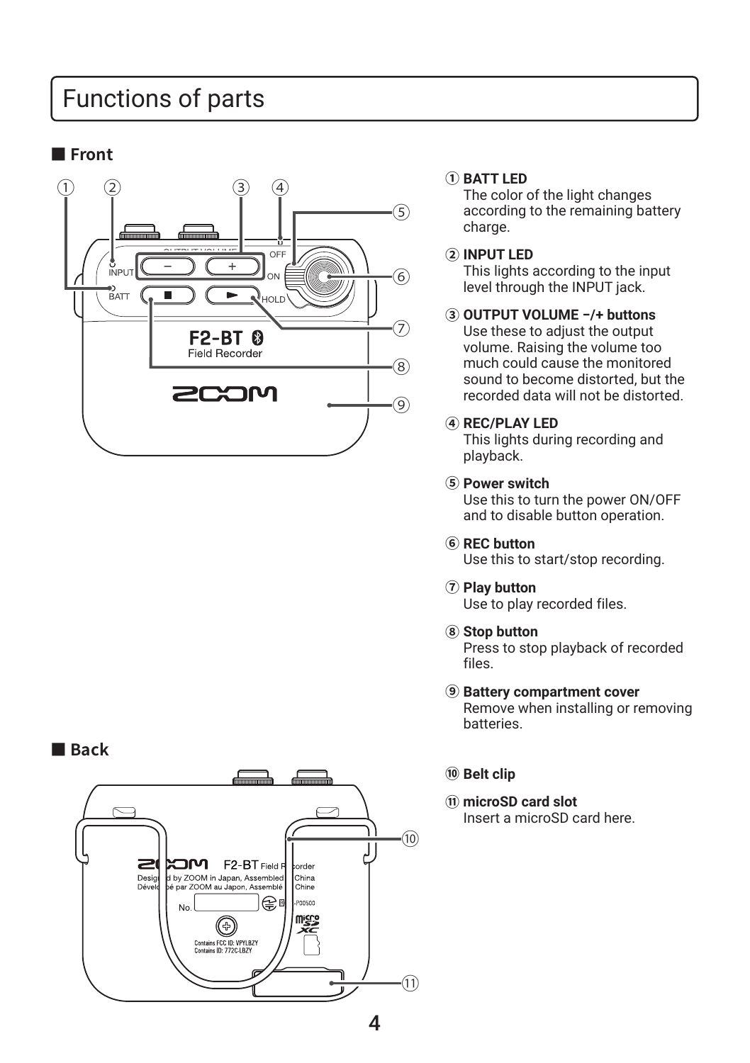# Functions of parts

## ■ Front

① **BATT LED**
The color of the light changes according to the remaining battery charge.

② **INPUT LED**
This lights according to the input level through the INPUT jack.

③ **OUTPUT VOLUME −/+ buttons**
Use these to adjust the output volume. Raising the volume too much could cause the monitored sound to become distorted, but the recorded data will not be distorted.

④ **REC/PLAY LED**
This lights during recording and playback.

⑤ **Power switch**
Use this to turn the power ON/OFF and to disable button operation.

⑥ **REC button**
Use this to start/stop recording.

⑦ **Play button**
Use to play recorded files.

⑧ **Stop button**
Press to stop playback of recorded files.

⑨ **Battery compartment cover**
Remove when installing or removing batteries.

## ■ Back

⑩ **Belt clip**

⑪ **microSD card slot**
Insert a microSD card here.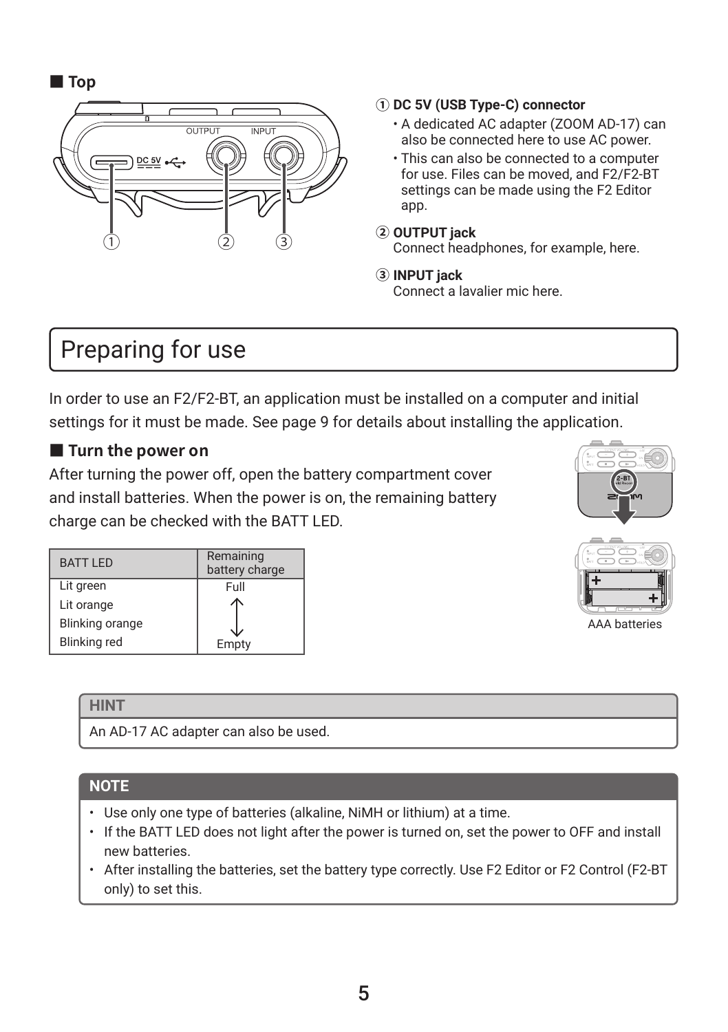### ■ Top

① **DC 5V (USB Type-C) connector**

- A dedicated AC adapter (ZOOM AD-17) can also be connected here to use AC power.
- This can also be connected to a computer for use. Files can be moved, and F2/F2-BT settings can be made using the F2 Editor app.

② **OUTPUT jack**
Connect headphones, for example, here.

③ **INPUT jack**
Connect a lavalier mic here.

# Preparing for use

In order to use an F2/F2-BT, an application must be installed on a computer and initial settings for it must be made. See page 9 for details about installing the application.

### ■ Turn the power on

After turning the power off, open the battery compartment cover and install batteries. When the power is on, the remaining battery charge can be checked with the BATT LED.

| BATT LED | Remaining battery charge |
|---|---|
| Lit green | Full |
| Lit orange | ↑ |
| Blinking orange | ↓ |
| Blinking red | Empty |

AAA batteries

**HINT**

An AD-17 AC adapter can also be used.

**NOTE**

- Use only one type of batteries (alkaline, NiMH or lithium) at a time.
- If the BATT LED does not light after the power is turned on, set the power to OFF and install new batteries.
- After installing the batteries, set the battery type correctly. Use F2 Editor or F2 Control (F2-BT only) to set this.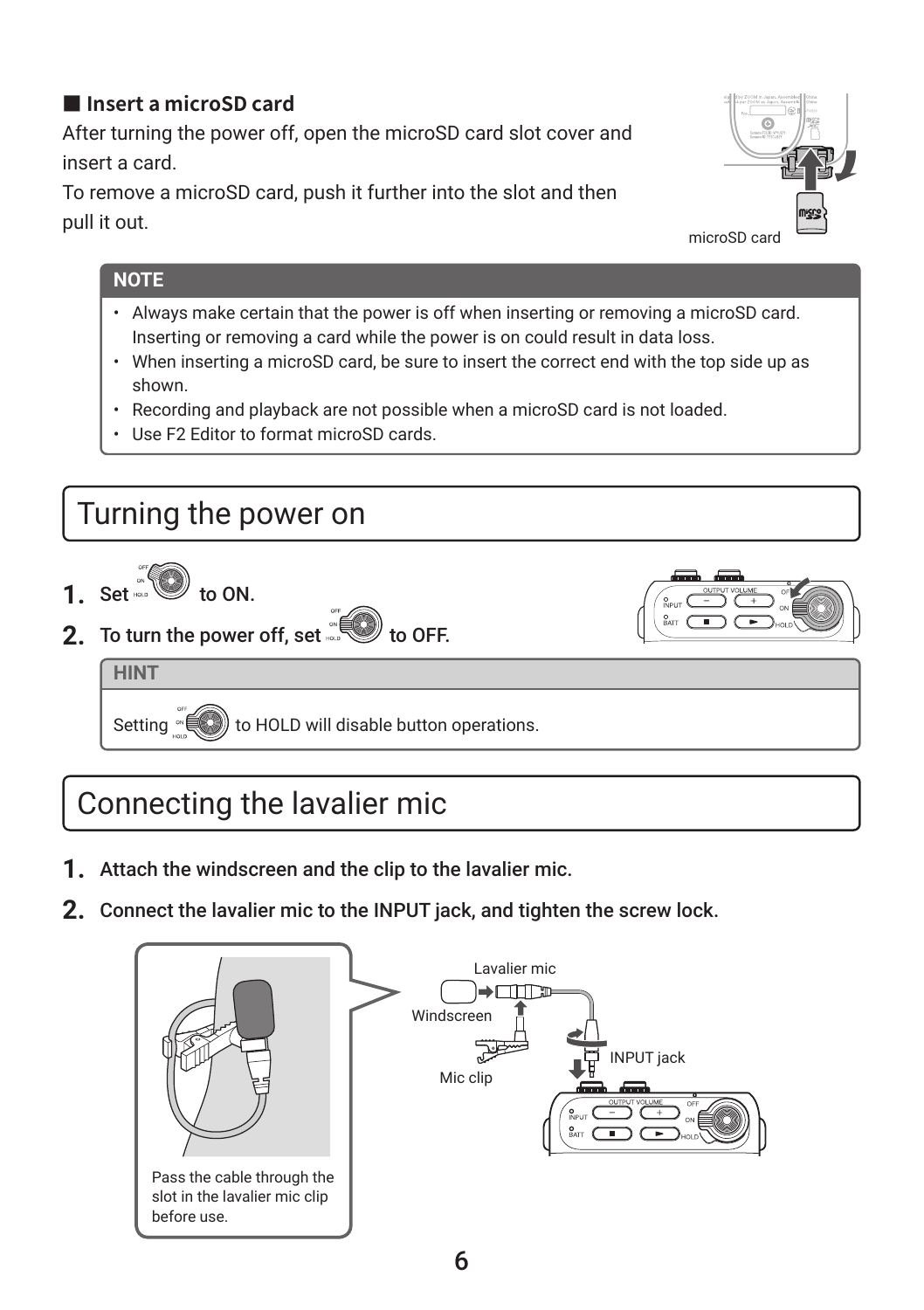### ■ Insert a microSD card

After turning the power off, open the microSD card slot cover and insert a card.

To remove a microSD card, push it further into the slot and then pull it out.

microSD card

**NOTE**

- Always make certain that the power is off when inserting or removing a microSD card. Inserting or removing a card while the power is on could result in data loss.
- When inserting a microSD card, be sure to insert the correct end with the top side up as shown.
- Recording and playback are not possible when a microSD card is not loaded.
- Use F2 Editor to format microSD cards.

# Turning the power on

**1.** Set [OFF/ON/HOLD switch] to ON.

**2.** To turn the power off, set [OFF/ON/HOLD switch] to OFF.

**HINT**

Setting [OFF/ON/HOLD switch] to HOLD will disable button operations.

# Connecting the lavalier mic

**1.** Attach the windscreen and the clip to the lavalier mic.

**2.** Connect the lavalier mic to the INPUT jack, and tighten the screw lock.

Lavalier mic

Windscreen

Mic clip

INPUT jack

Pass the cable through the slot in the lavalier mic clip before use.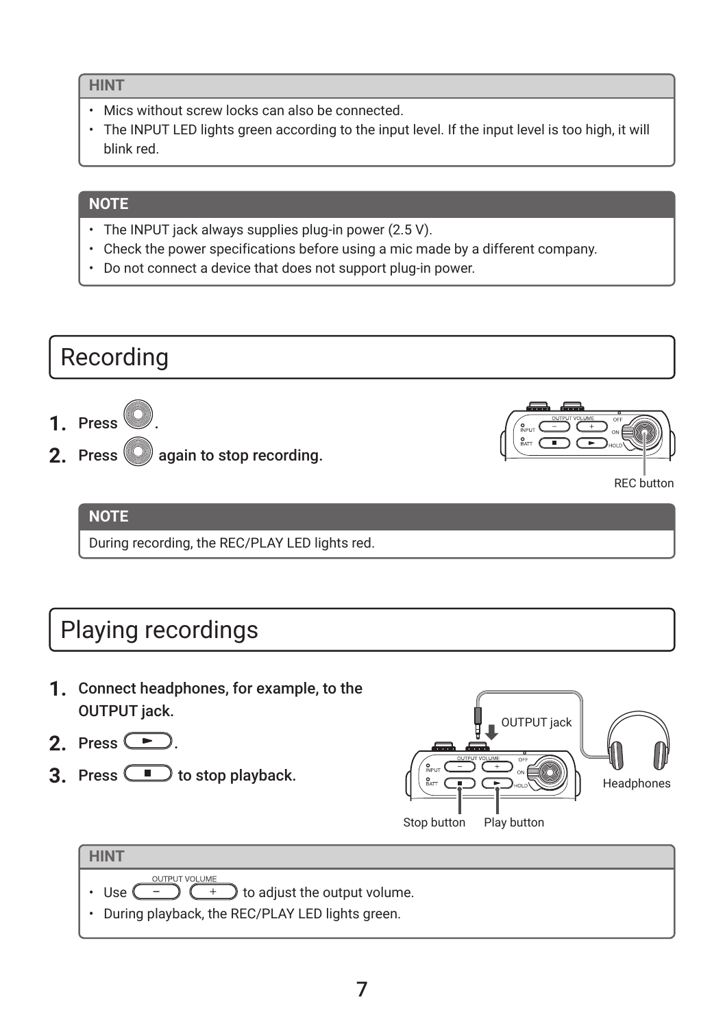**HINT**

- Mics without screw locks can also be connected.
- The INPUT LED lights green according to the input level. If the input level is too high, it will blink red.

**NOTE**

- The INPUT jack always supplies plug-in power (2.5 V).
- Check the power specifications before using a mic made by a different company.
- Do not connect a device that does not support plug-in power.

# Recording

1. Press (REC).
2. Press (REC) again to stop recording.

REC button

**NOTE**

During recording, the REC/PLAY LED lights red.

# Playing recordings

1. Connect headphones, for example, to the OUTPUT jack.
2. Press (►).
3. Press (■) to stop playback.

OUTPUT jack

Headphones

Stop button

Play button

**HINT**

- Use OUTPUT VOLUME (−) (+) to adjust the output volume.
- During playback, the REC/PLAY LED lights green.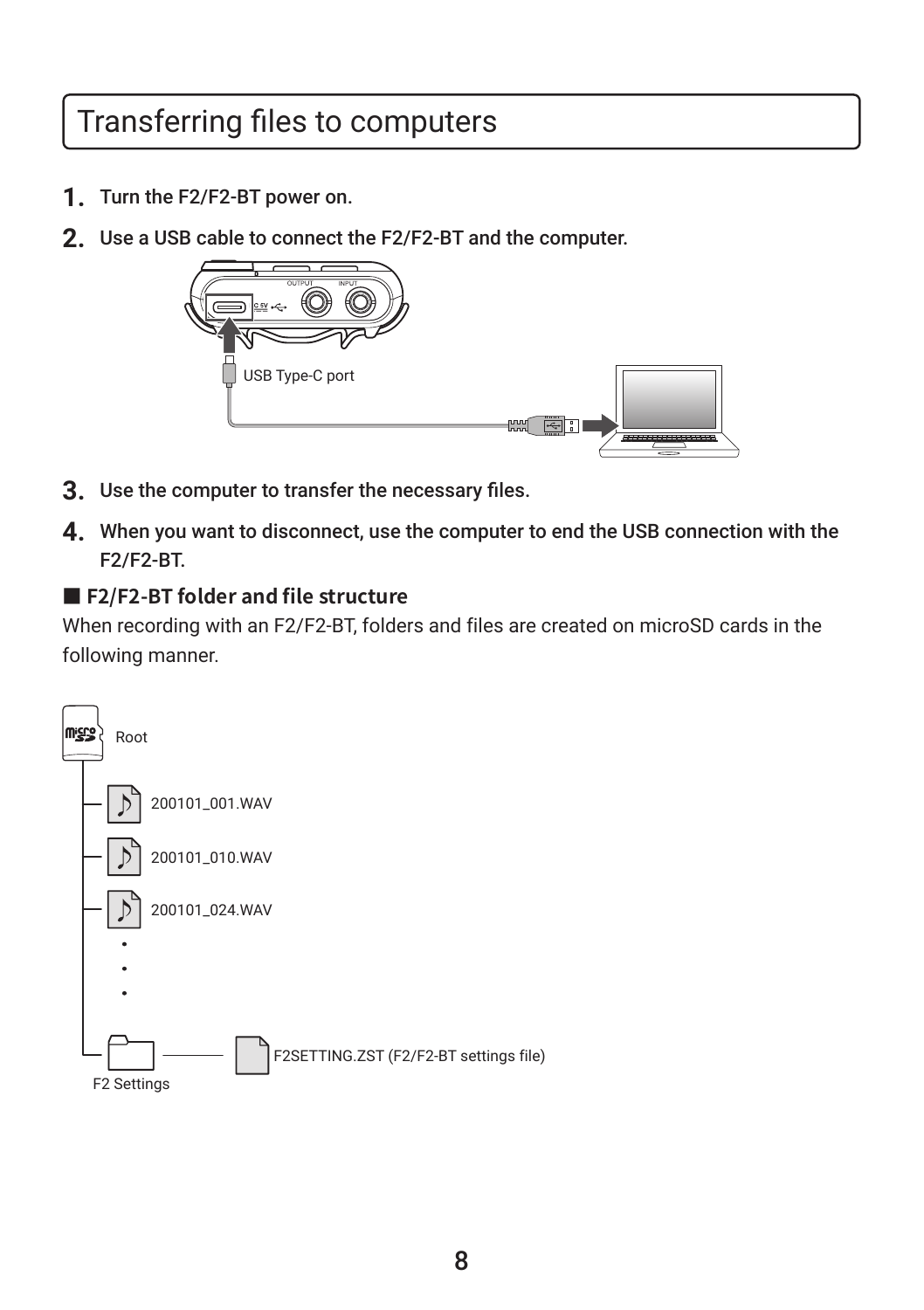# Transferring files to computers

1. Turn the F2/F2-BT power on.
2. Use a USB cable to connect the F2/F2-BT and the computer.

USB Type-C port

3. Use the computer to transfer the necessary files.
4. When you want to disconnect, use the computer to end the USB connection with the F2/F2-BT.

## ■ F2/F2-BT folder and file structure

When recording with an F2/F2-BT, folders and files are created on microSD cards in the following manner.

Root

200101_001.WAV

200101_010.WAV

200101_024.WAV

F2 Settings

F2SETTING.ZST (F2/F2-BT settings file)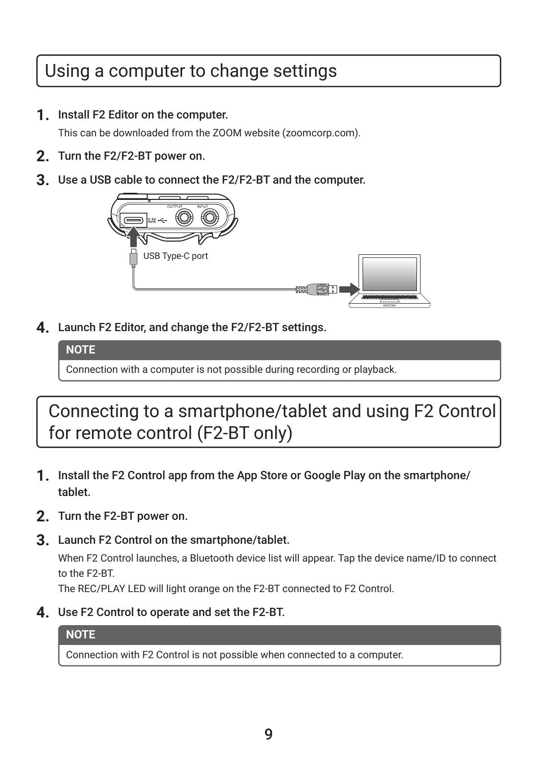## Using a computer to change settings

1. **Install F2 Editor on the computer.**

   This can be downloaded from the ZOOM website (zoomcorp.com).

2. **Turn the F2/F2-BT power on.**

3. **Use a USB cable to connect the F2/F2-BT and the computer.**

   USB Type-C port

4. **Launch F2 Editor, and change the F2/F2-BT settings.**

> **NOTE**
>
> Connection with a computer is not possible during recording or playback.

## Connecting to a smartphone/tablet and using F2 Control for remote control (F2-BT only)

1. **Install the F2 Control app from the App Store or Google Play on the smartphone/tablet.**

2. **Turn the F2-BT power on.**

3. **Launch F2 Control on the smartphone/tablet.**

   When F2 Control launches, a Bluetooth device list will appear. Tap the device name/ID to connect to the F2-BT.

   The REC/PLAY LED will light orange on the F2-BT connected to F2 Control.

4. **Use F2 Control to operate and set the F2-BT.**

> **NOTE**
>
> Connection with F2 Control is not possible when connected to a computer.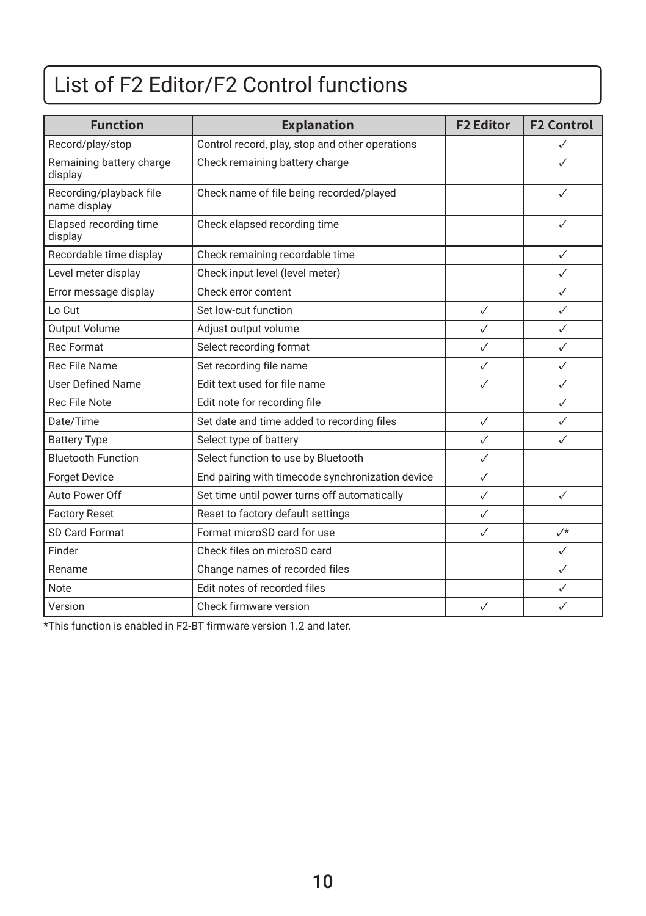# List of F2 Editor/F2 Control functions

| Function | Explanation | F2 Editor | F2 Control |
|---|---|---|---|
| Record/play/stop | Control record, play, stop and other operations | | ✓ |
| Remaining battery charge display | Check remaining battery charge | | ✓ |
| Recording/playback file name display | Check name of file being recorded/played | | ✓ |
| Elapsed recording time display | Check elapsed recording time | | ✓ |
| Recordable time display | Check remaining recordable time | | ✓ |
| Level meter display | Check input level (level meter) | | ✓ |
| Error message display | Check error content | | ✓ |
| Lo Cut | Set low-cut function | ✓ | ✓ |
| Output Volume | Adjust output volume | ✓ | ✓ |
| Rec Format | Select recording format | ✓ | ✓ |
| Rec File Name | Set recording file name | ✓ | ✓ |
| User Defined Name | Edit text used for file name | ✓ | ✓ |
| Rec File Note | Edit note for recording file | | ✓ |
| Date/Time | Set date and time added to recording files | ✓ | ✓ |
| Battery Type | Select type of battery | ✓ | ✓ |
| Bluetooth Function | Select function to use by Bluetooth | ✓ | |
| Forget Device | End pairing with timecode synchronization device | ✓ | |
| Auto Power Off | Set time until power turns off automatically | ✓ | ✓ |
| Factory Reset | Reset to factory default settings | ✓ | |
| SD Card Format | Format microSD card for use | ✓ | ✓* |
| Finder | Check files on microSD card | | ✓ |
| Rename | Change names of recorded files | | ✓ |
| Note | Edit notes of recorded files | | ✓ |
| Version | Check firmware version | ✓ | ✓ |

*This function is enabled in F2-BT firmware version 1.2 and later.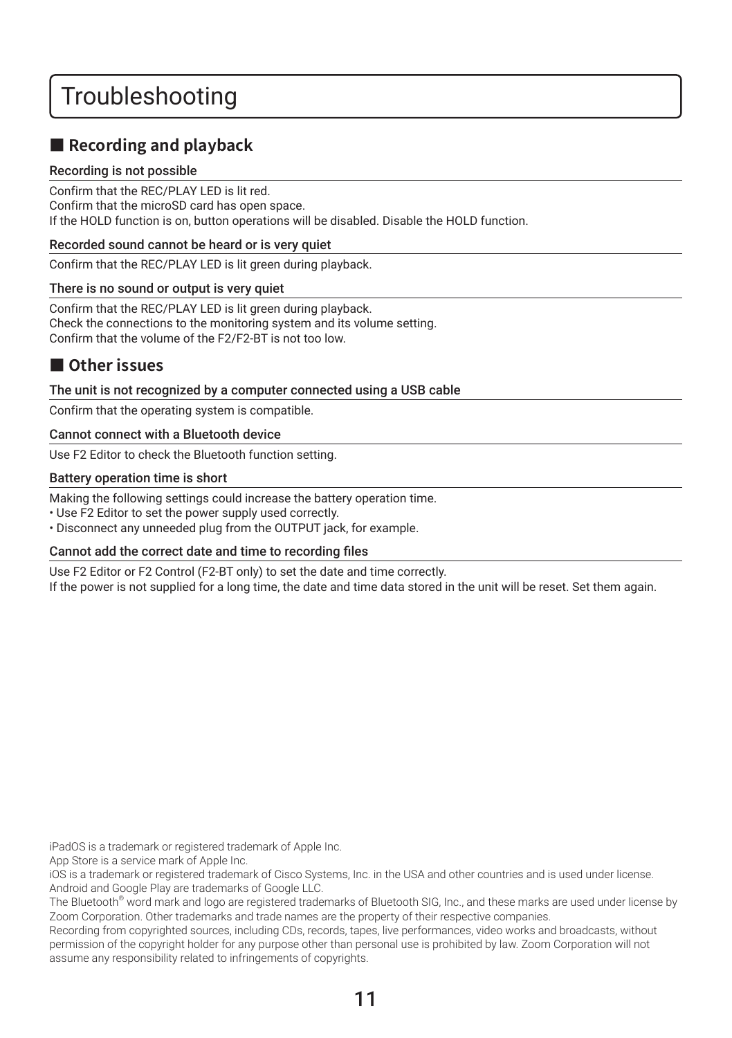# Troubleshooting

## ■ Recording and playback

### Recording is not possible

Confirm that the REC/PLAY LED is lit red.
Confirm that the microSD card has open space.
If the HOLD function is on, button operations will be disabled. Disable the HOLD function.

### Recorded sound cannot be heard or is very quiet

Confirm that the REC/PLAY LED is lit green during playback.

### There is no sound or output is very quiet

Confirm that the REC/PLAY LED is lit green during playback.
Check the connections to the monitoring system and its volume setting.
Confirm that the volume of the F2/F2-BT is not too low.

## ■ Other issues

### The unit is not recognized by a computer connected using a USB cable

Confirm that the operating system is compatible.

### Cannot connect with a Bluetooth device

Use F2 Editor to check the Bluetooth function setting.

### Battery operation time is short

Making the following settings could increase the battery operation time.

- Use F2 Editor to set the power supply used correctly.
- Disconnect any unneeded plug from the OUTPUT jack, for example.

### Cannot add the correct date and time to recording files

Use F2 Editor or F2 Control (F2-BT only) to set the date and time correctly.
If the power is not supplied for a long time, the date and time data stored in the unit will be reset. Set them again.

iPadOS is a trademark or registered trademark of Apple Inc.
App Store is a service mark of Apple Inc.
iOS is a trademark or registered trademark of Cisco Systems, Inc. in the USA and other countries and is used under license.
Android and Google Play are trademarks of Google LLC.
The Bluetooth® word mark and logo are registered trademarks of Bluetooth SIG, Inc., and these marks are used under license by Zoom Corporation. Other trademarks and trade names are the property of their respective companies.
Recording from copyrighted sources, including CDs, records, tapes, live performances, video works and broadcasts, without permission of the copyright holder for any purpose other than personal use is prohibited by law. Zoom Corporation will not assume any responsibility related to infringements of copyrights.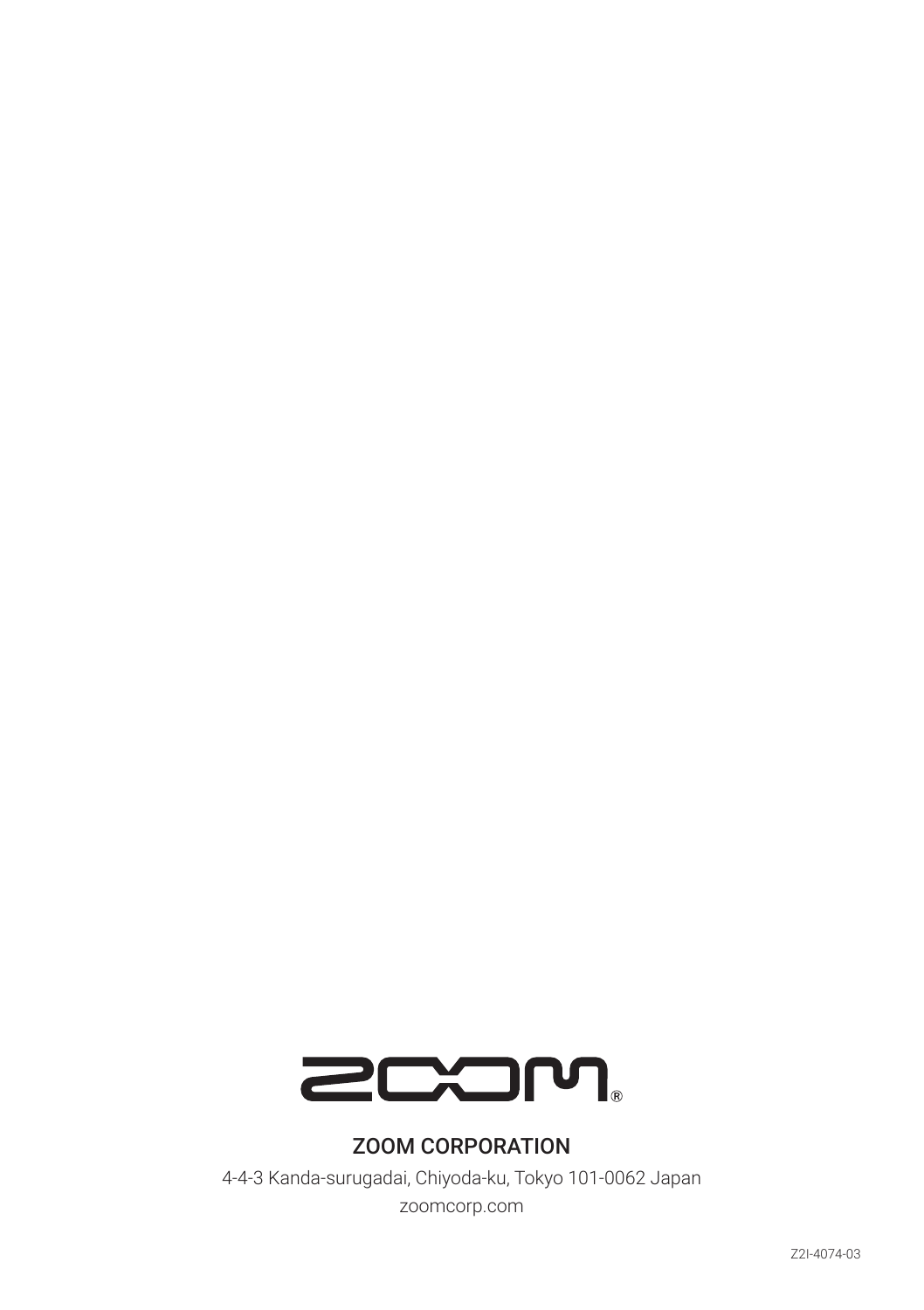ZOOM CORPORATION

4-4-3 Kanda-surugadai, Chiyoda-ku, Tokyo 101-0062 Japan

zoomcorp.com

Z2I-4074-03